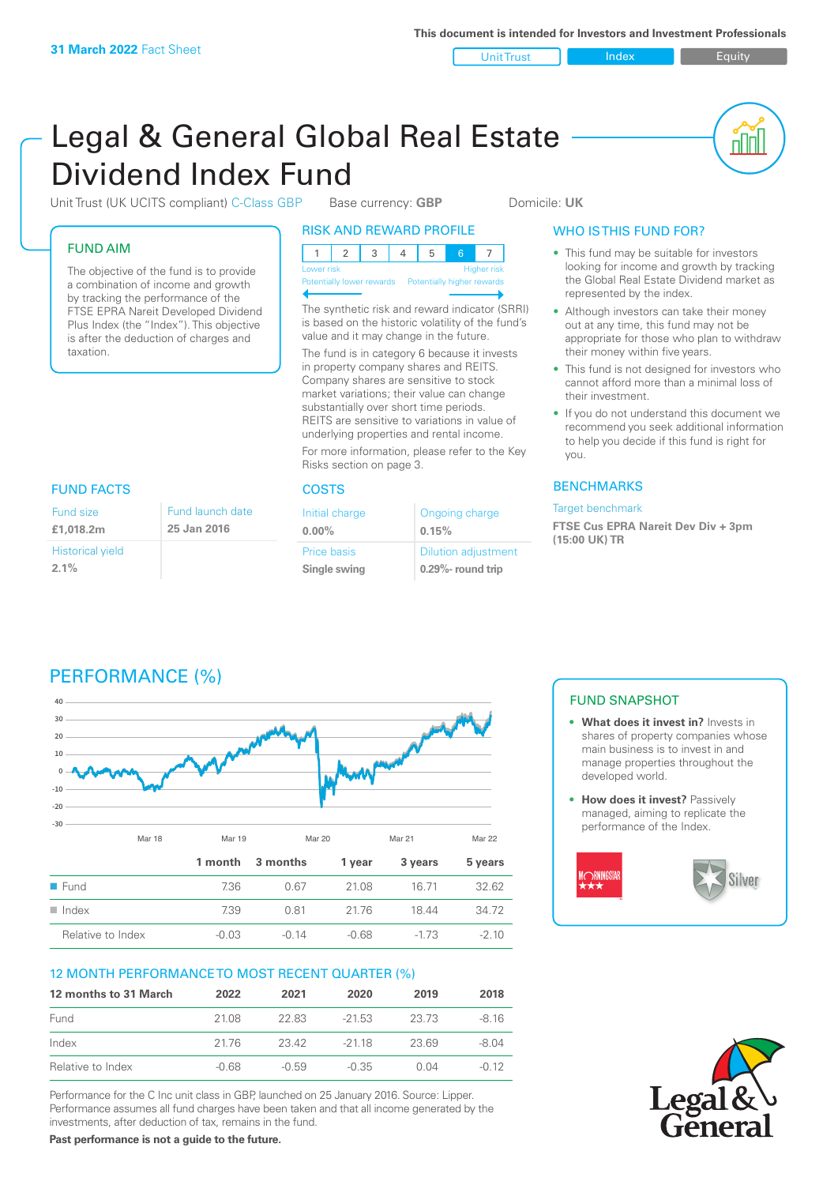**31 March 2022** Fact Sheet

This document is intended for Investors and Investment Professionals

Unit Trust | Index | Equity

# Legal & General Global Real Estate Dividend Index Fund

Unit Trust (UK UCITS compliant) C-Class GBP    Base currency: **GBP**    Domicile: **UK**

## FUND AIM

The objective of the fund is to provide a combination of income and growth by tracking the performance of the FTSE EPRA Nareit Developed Dividend Plus Index (the "Index"). This objective is after the deduction of charges and taxation.

## RISK AND REWARD PROFILE

| 1 | 2 | 3 | 4 | 5 | 6 | 7 |
|---|---|---|---|---|---|---|

Lower risk — Potentially lower rewards | Higher risk — Potentially higher rewards

The synthetic risk and reward indicator (SRRI) is based on the historic volatility of the fund's value and it may change in the future.

The fund is in category 6 because it invests in property company shares and REITS. Company shares are sensitive to stock market variations; their value can change substantially over short time periods. REITS are sensitive to variations in value of underlying properties and rental income.

For more information, please refer to the Key Risks section on page 3.

## WHO IS THIS FUND FOR?

- This fund may be suitable for investors looking for income and growth by tracking the Global Real Estate Dividend market as represented by the index.
- Although investors can take their money out at any time, this fund may not be appropriate for those who plan to withdraw their money within five years.
- This fund is not designed for investors who cannot afford more than a minimal loss of their investment.
- If you do not understand this document we recommend you seek additional information to help you decide if this fund is right for you.

## FUND FACTS

| Fund size | Fund launch date |
|---|---|
| **£1,018.2m** | **25 Jan 2016** |
| Historical yield | |
| **2.1%** | |

## COSTS

| Initial charge | Ongoing charge |
|---|---|
| **0.00%** | **0.15%** |
| Price basis | Dilution adjustment |
| **Single swing** | **0.29%- round trip** |

## BENCHMARKS

Target benchmark

**FTSE Cus EPRA Nareit Dev Div + 3pm (15:00 UK) TR**

## PERFORMANCE (%)

| | 1 month | 3 months | 1 year | 3 years | 5 years |
|---|---|---|---|---|---|
| Fund | 7.36 | 0.67 | 21.08 | 16.71 | 32.62 |
| Index | 7.39 | 0.81 | 21.76 | 18.44 | 34.72 |
| Relative to Index | -0.03 | -0.14 | -0.68 | -1.73 | -2.10 |

## 12 MONTH PERFORMANCE TO MOST RECENT QUARTER (%)

| 12 months to 31 March | 2022 | 2021 | 2020 | 2019 | 2018 |
|---|---|---|---|---|---|
| Fund | 21.08 | 22.83 | -21.53 | 23.73 | -8.16 |
| Index | 21.76 | 23.42 | -21.18 | 23.69 | -8.04 |
| Relative to Index | -0.68 | -0.59 | -0.35 | 0.04 | -0.12 |

Performance for the C Inc unit class in GBP, launched on 25 January 2016. Source: Lipper. Performance assumes all fund charges have been taken and that all income generated by the investments, after deduction of tax, remains in the fund.

**Past performance is not a guide to the future.**

## FUND SNAPSHOT

- **What does it invest in?** Invests in shares of property companies whose main business is to invest in and manage properties throughout the developed world.
- **How does it invest?** Passively managed, aiming to replicate the performance of the Index.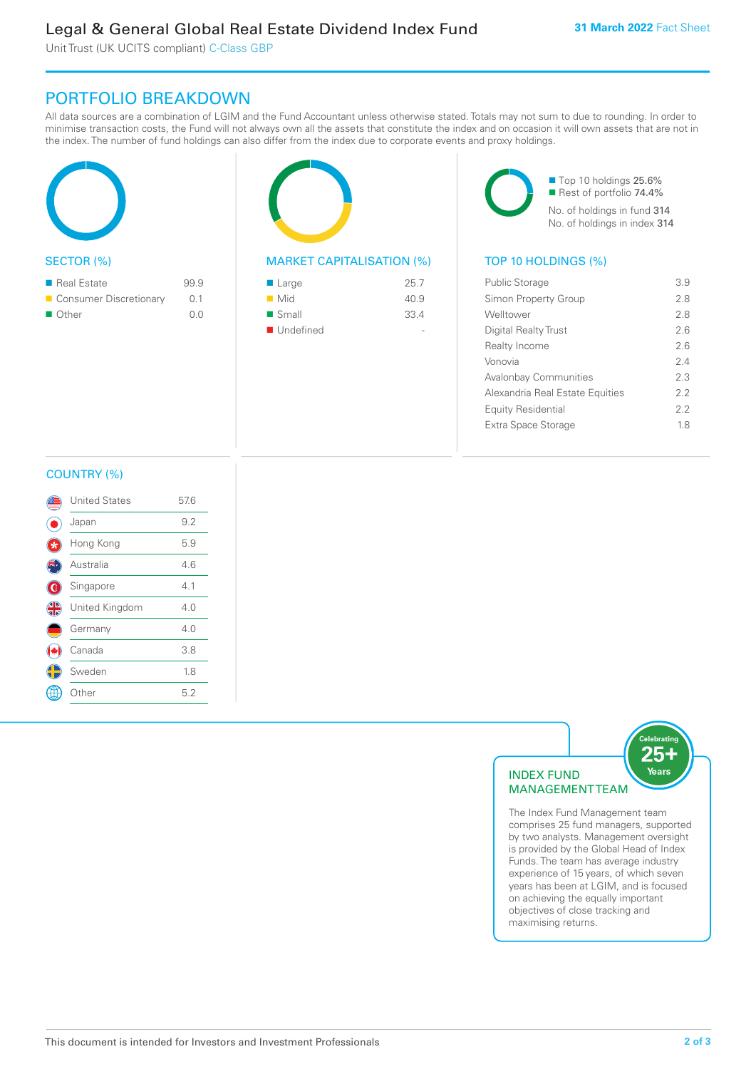# Legal & General Global Real Estate Dividend Index Fund

Unit Trust (UK UCITS compliant) C-Class GBP

**31 March 2022** Fact Sheet

## PORTFOLIO BREAKDOWN

All data sources are a combination of LGIM and the Fund Accountant unless otherwise stated. Totals may not sum to due to rounding. In order to minimise transaction costs, the Fund will not always own all the assets that constitute the index and on occasion it will own assets that are not in the index. The number of fund holdings can also differ from the index due to corporate events and proxy holdings.

### SECTOR (%)

| Sector | % |
|---|---|
| Real Estate | 99.9 |
| Consumer Discretionary | 0.1 |
| Other | 0.0 |

### MARKET CAPITALISATION (%)

| Market Capitalisation | % |
|---|---|
| Large | 25.7 |
| Mid | 40.9 |
| Small | 33.4 |
| Undefined | - |

- Top 10 holdings 25.6%
- Rest of portfolio 74.4%

No. of holdings in fund 314

No. of holdings in index 314

### TOP 10 HOLDINGS (%)

| Holding | % |
|---|---|
| Public Storage | 3.9 |
| Simon Property Group | 2.8 |
| Welltower | 2.8 |
| Digital Realty Trust | 2.6 |
| Realty Income | 2.6 |
| Vonovia | 2.4 |
| Avalonbay Communities | 2.3 |
| Alexandria Real Estate Equities | 2.2 |
| Equity Residential | 2.2 |
| Extra Space Storage | 1.8 |

### COUNTRY (%)

| Country | % |
|---|---|
| United States | 57.6 |
| Japan | 9.2 |
| Hong Kong | 5.9 |
| Australia | 4.6 |
| Singapore | 4.1 |
| United Kingdom | 4.0 |
| Germany | 4.0 |
| Canada | 3.8 |
| Sweden | 1.8 |
| Other | 5.2 |

### INDEX FUND MANAGEMENT TEAM

Celebrating 25+ Years

The Index Fund Management team comprises 25 fund managers, supported by two analysts. Management oversight is provided by the Global Head of Index Funds. The team has average industry experience of 15 years, of which seven years has been at LGIM, and is focused on achieving the equally important objectives of close tracking and maximising returns.

This document is intended for Investors and Investment Professionals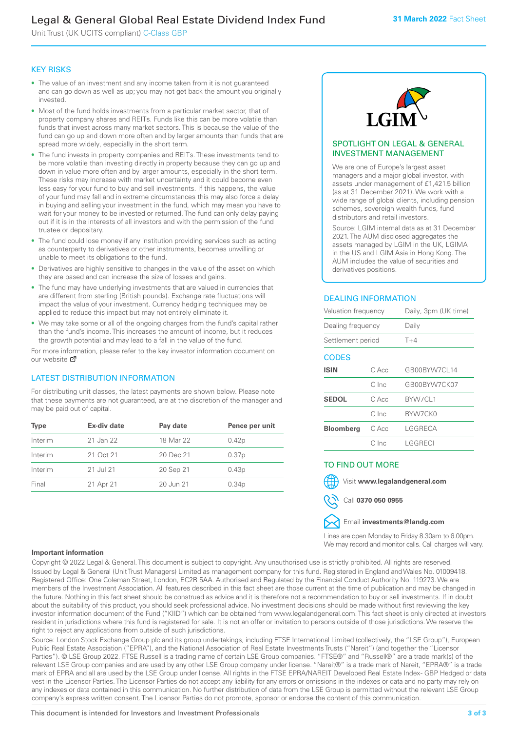# Legal & General Global Real Estate Dividend Index Fund

Unit Trust (UK UCITS compliant) C-Class GBP

31 March 2022 Fact Sheet

## KEY RISKS

- The value of an investment and any income taken from it is not guaranteed and can go down as well as up; you may not get back the amount you originally invested.
- Most of the fund holds investments from a particular market sector, that of property company shares and REITs. Funds like this can be more volatile than funds that invest across many market sectors. This is because the value of the fund can go up and down more often and by larger amounts than funds that are spread more widely, especially in the short term.
- The fund invests in property companies and REITs. These investments tend to be more volatile than investing directly in property because they can go up and down in value more often and by larger amounts, especially in the short term. These risks may increase with market uncertainty and it could become even less easy for your fund to buy and sell investments. If this happens, the value of your fund may fall and in extreme circumstances this may also force a delay in buying and selling your investment in the fund, which may mean you have to wait for your money to be invested or returned. The fund can only delay paying out if it is in the interests of all investors and with the permission of the fund trustee or depositary.
- The fund could lose money if any institution providing services such as acting as counterparty to derivatives or other instruments, becomes unwilling or unable to meet its obligations to the fund.
- Derivatives are highly sensitive to changes in the value of the asset on which they are based and can increase the size of losses and gains.
- The fund may have underlying investments that are valued in currencies that are different from sterling (British pounds). Exchange rate fluctuations will impact the value of your investment. Currency hedging techniques may be applied to reduce this impact but may not entirely eliminate it.
- We may take some or all of the ongoing charges from the fund's capital rather than the fund's income. This increases the amount of income, but it reduces the growth potential and may lead to a fall in the value of the fund.

For more information, please refer to the key investor information document on our website

## LATEST DISTRIBUTION INFORMATION

For distributing unit classes, the latest payments are shown below. Please note that these payments are not guaranteed, are at the discretion of the manager and may be paid out of capital.

| Type | Ex-div date | Pay date | Pence per unit |
|---|---|---|---|
| Interim | 21 Jan 22 | 18 Mar 22 | 0.42p |
| Interim | 21 Oct 21 | 20 Dec 21 | 0.37p |
| Interim | 21 Jul 21 | 20 Sep 21 | 0.43p |
| Final | 21 Apr 21 | 20 Jun 21 | 0.34p |

## SPOTLIGHT ON LEGAL & GENERAL INVESTMENT MANAGEMENT

We are one of Europe's largest asset managers and a major global investor, with assets under management of £1,421.5 billion (as at 31 December 2021). We work with a wide range of global clients, including pension schemes, sovereign wealth funds, fund distributors and retail investors.

Source: LGIM internal data as at 31 December 2021. The AUM disclosed aggregates the assets managed by LGIM in the UK, LGIMA in the US and LGIM Asia in Hong Kong. The AUM includes the value of securities and derivatives positions.

## DEALING INFORMATION

| | |
|---|---|
| Valuation frequency | Daily, 3pm (UK time) |
| Dealing frequency | Daily |
| Settlement period | T+4 |

## CODES

| | | |
|---|---|---|
| **ISIN** | C Acc | GB00BYW7CL14 |
| | C Inc | GB00BYW7CK07 |
| **SEDOL** | C Acc | BYW7CL1 |
| | C Inc | BYW7CK0 |
| **Bloomberg** | C Acc | LGGRECA |
| | C Inc | LGGRECI |

## TO FIND OUT MORE

Visit **www.legalandgeneral.com**

Call **0370 050 0955**

Email **investments@landg.com**

Lines are open Monday to Friday 8.30am to 6.00pm. We may record and monitor calls. Call charges will vary.

**Important information**

Copyright © 2022 Legal & General. This document is subject to copyright. Any unauthorised use is strictly prohibited. All rights are reserved. Issued by Legal & General (Unit Trust Managers) Limited as management company for this fund. Registered in England and Wales No. 01009418. Registered Office: One Coleman Street, London, EC2R 5AA. Authorised and Regulated by the Financial Conduct Authority No. 119273. We are members of the Investment Association. All features described in this fact sheet are those current at the time of publication and may be changed in the future. Nothing in this fact sheet should be construed as advice and it is therefore not a recommendation to buy or sell investments. If in doubt about the suitability of this product, you should seek professional advice. No investment decisions should be made without first reviewing the key investor information document of the Fund ("KIID") which can be obtained from www.legalandgeneral.com. This fact sheet is only directed at investors resident in jurisdictions where this fund is registered for sale. It is not an offer or invitation to persons outside of those jurisdictions. We reserve the right to reject any applications from outside of such jurisdictions.

Source: London Stock Exchange Group plc and its group undertakings, including FTSE International Limited (collectively, the "LSE Group"), European Public Real Estate Association ("EPRA"), and the National Association of Real Estate Investments Trusts ("Nareit") (and together the "Licensor Parties"). © LSE Group 2022. FTSE Russell is a trading name of certain LSE Group companies. "FTSE®" and "Russell®" are a trade mark(s) of the relevant LSE Group companies and are used by any other LSE Group company under license. "Nareit®" is a trade mark of Nareit, "EPRA®" is a trade mark of EPRA and all are used by the LSE Group under license. All rights in the FTSE EPRA/NAREIT Developed Real Estate Index- GBP Hedged or data vest in the Licensor Parties. The Licensor Parties do not accept any liability for any errors or omissions in the indexes or data and no party may rely on any indexes or data contained in this communication. No further distribution of data from the LSE Group is permitted without the relevant LSE Group company's express written consent. The Licensor Parties do not promote, sponsor or endorse the content of this communication.

This document is intended for Investors and Investment Professionals